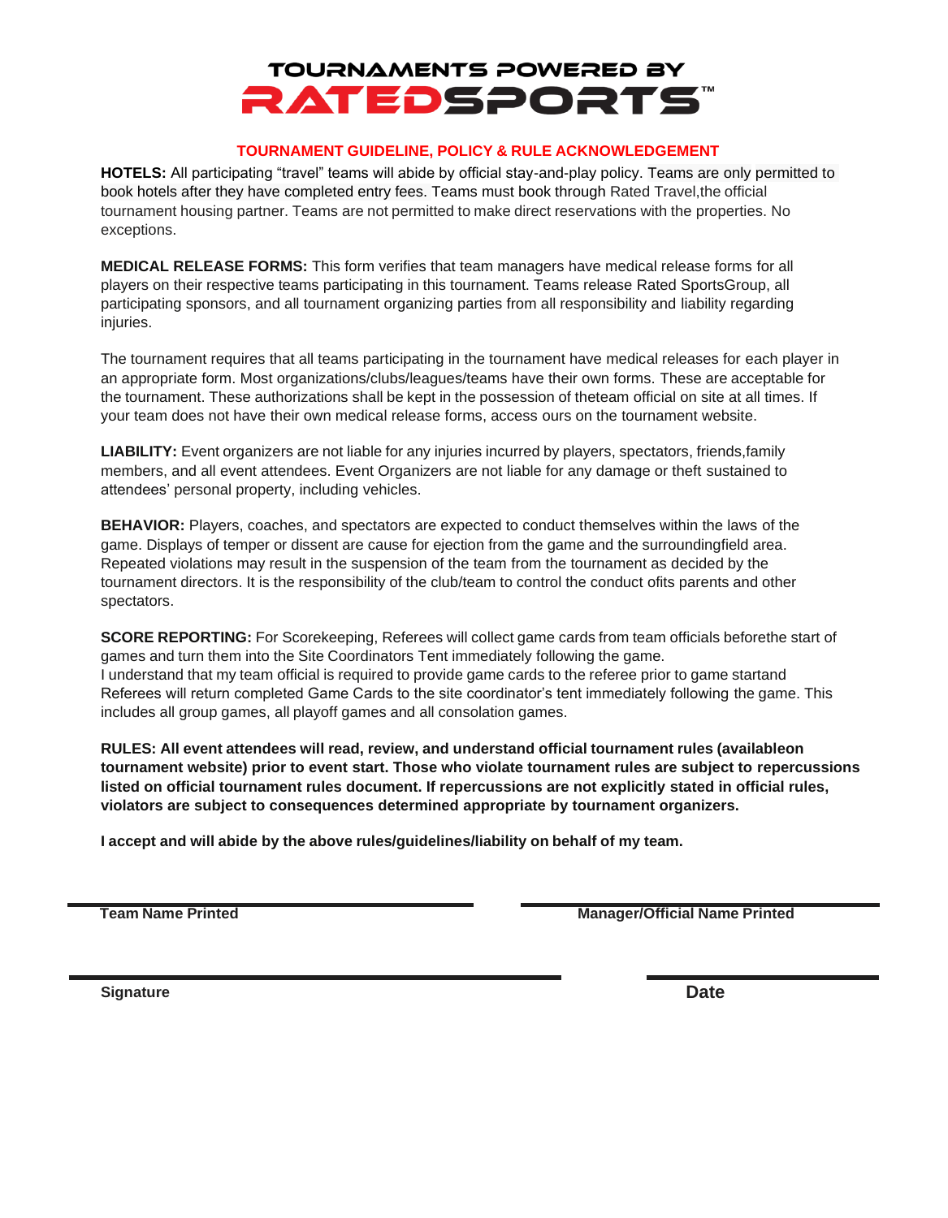# TOURNAMENTS POWERED BY RATEDSPORTS™

## TOURNAMENT GUIDELINE, POLICY & RULE ACKNOWLEDGEMENT

**HOTELS:** All participating "travel" teams will abide by official stay-and-play policy. Teams are only permitted to book hotels after they have completed entry fees. Teams must book through Rated Travel,the official tournament housing partner. Teams are not permitted to make direct reservations with the properties. No exceptions.

**MEDICAL RELEASE FORMS:** This form verifies that team managers have medical release forms for all players on their respective teams participating in this tournament. Teams release Rated SportsGroup, all participating sponsors, and all tournament organizing parties from all responsibility and liability regarding injuries.

The tournament requires that all teams participating in the tournament have medical releases for each player in an appropriate form. Most organizations/clubs/leagues/teams have their own forms. These are acceptable for the tournament. These authorizations shall be kept in the possession of theteam official on site at all times. If your team does not have their own medical release forms, access ours on the tournament website.

**LIABILITY:** Event organizers are not liable for any injuries incurred by players, spectators, friends,family members, and all event attendees. Event Organizers are not liable for any damage or theft sustained to attendees' personal property, including vehicles.

**BEHAVIOR:** Players, coaches, and spectators are expected to conduct themselves within the laws of the game. Displays of temper or dissent are cause for ejection from the game and the surroundingfield area. Repeated violations may result in the suspension of the team from the tournament as decided by the tournament directors. It is the responsibility of the club/team to control the conduct ofits parents and other spectators.

**SCORE REPORTING:** For Scorekeeping, Referees will collect game cards from team officials beforethe start of games and turn them into the Site Coordinators Tent immediately following the game.
I understand that my team official is required to provide game cards to the referee prior to game startand Referees will return completed Game Cards to the site coordinator's tent immediately following the game. This includes all group games, all playoff games and all consolation games.

**RULES: All event attendees will read, review, and understand official tournament rules (availableon tournament website) prior to event start. Those who violate tournament rules are subject to repercussions listed on official tournament rules document. If repercussions are not explicitly stated in official rules, violators are subject to consequences determined appropriate by tournament organizers.**

**I accept and will abide by the above rules/guidelines/liability on behalf of my team.**

\_\_\_\_\_\_\_\_\_\_\_\_\_\_\_\_\_\_\_\_\_\_\_\_\_\_\_\_\_\_ \_\_\_\_\_\_\_\_\_\_\_\_\_\_\_\_\_\_\_\_\_\_\_\_\_\_\_\_\_\_
**Team Name Printed** **Manager/Official Name Printed**

\_\_\_\_\_\_\_\_\_\_\_\_\_\_\_\_\_\_\_\_\_\_\_\_\_\_\_\_\_\_ \_\_\_\_\_\_\_\_\_\_\_\_\_\_\_\_
**Signature** **Date**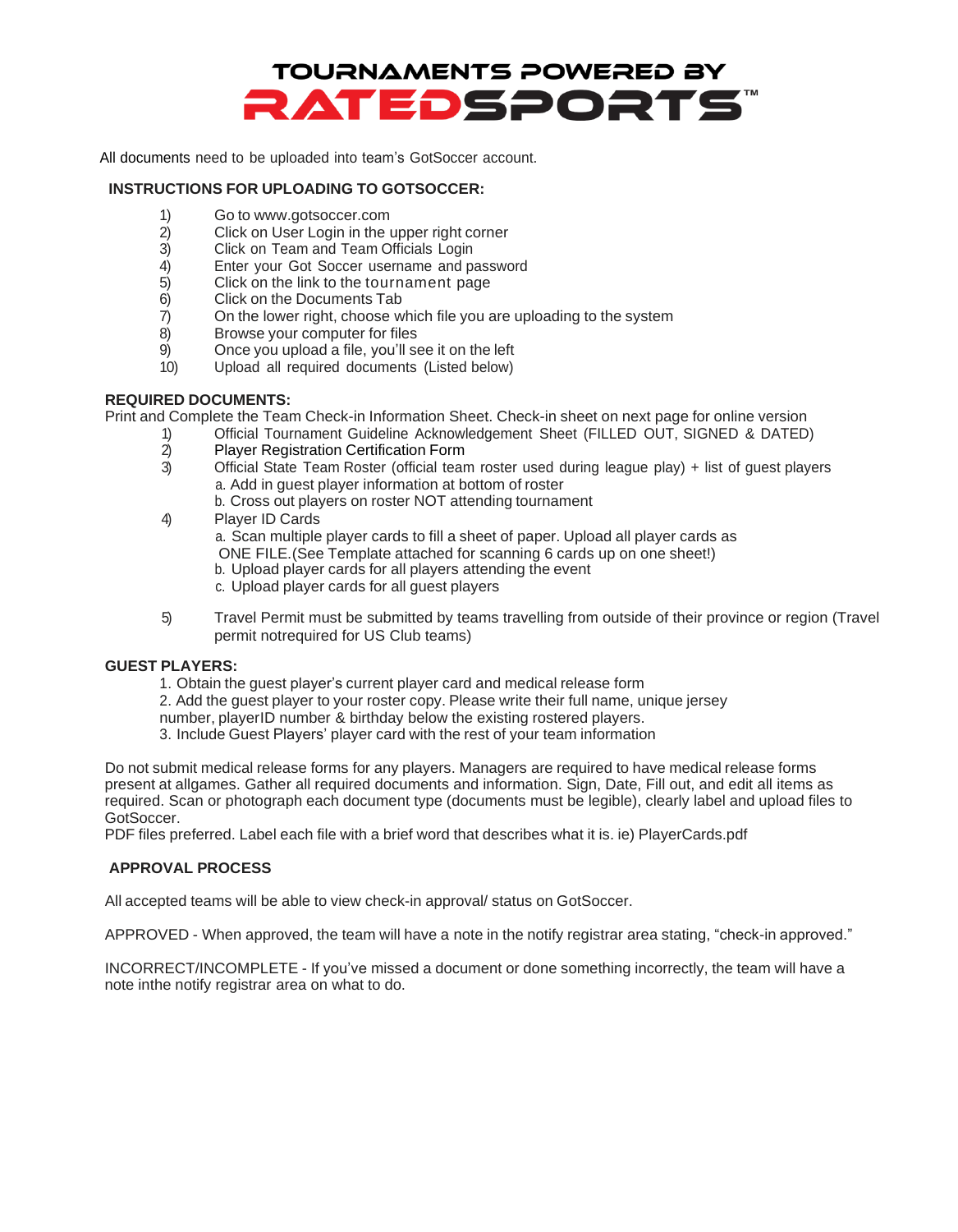# TOURNAMENTS POWERED BY RATEDSPORTS™

All documents need to be uploaded into team's GotSoccer account.

**INSTRUCTIONS FOR UPLOADING TO GOTSOCCER:**

1) Go to www.gotsoccer.com
2) Click on User Login in the upper right corner
3) Click on Team and Team Officials Login
4) Enter your Got Soccer username and password
5) Click on the link to the tournament page
6) Click on the Documents Tab
7) On the lower right, choose which file you are uploading to the system
8) Browse your computer for files
9) Once you upload a file, you'll see it on the left
10) Upload all required documents (Listed below)

**REQUIRED DOCUMENTS:**

Print and Complete the Team Check-in Information Sheet. Check-in sheet on next page for online version

1) Official Tournament Guideline Acknowledgement Sheet (FILLED OUT, SIGNED & DATED)
2) Player Registration Certification Form
3) Official State Team Roster (official team roster used during league play) + list of guest players
   a. Add in guest player information at bottom of roster
   b. Cross out players on roster NOT attending tournament
4) Player ID Cards
   a. Scan multiple player cards to fill a sheet of paper. Upload all player cards as ONE FILE.(See Template attached for scanning 6 cards up on one sheet!)
   b. Upload player cards for all players attending the event
   c. Upload player cards for all guest players
5) Travel Permit must be submitted by teams travelling from outside of their province or region (Travel permit notrequired for US Club teams)

**GUEST PLAYERS:**

1. Obtain the guest player's current player card and medical release form
2. Add the guest player to your roster copy. Please write their full name, unique jersey number, playerID number & birthday below the existing rostered players.
3. Include Guest Players' player card with the rest of your team information

Do not submit medical release forms for any players. Managers are required to have medical release forms present at allgames. Gather all required documents and information. Sign, Date, Fill out, and edit all items as required. Scan or photograph each document type (documents must be legible), clearly label and upload files to GotSoccer.
PDF files preferred. Label each file with a brief word that describes what it is. ie) PlayerCards.pdf

**APPROVAL PROCESS**

All accepted teams will be able to view check-in approval/ status on GotSoccer.

APPROVED - When approved, the team will have a note in the notify registrar area stating, "check-in approved."

INCORRECT/INCOMPLETE - If you've missed a document or done something incorrectly, the team will have a note inthe notify registrar area on what to do.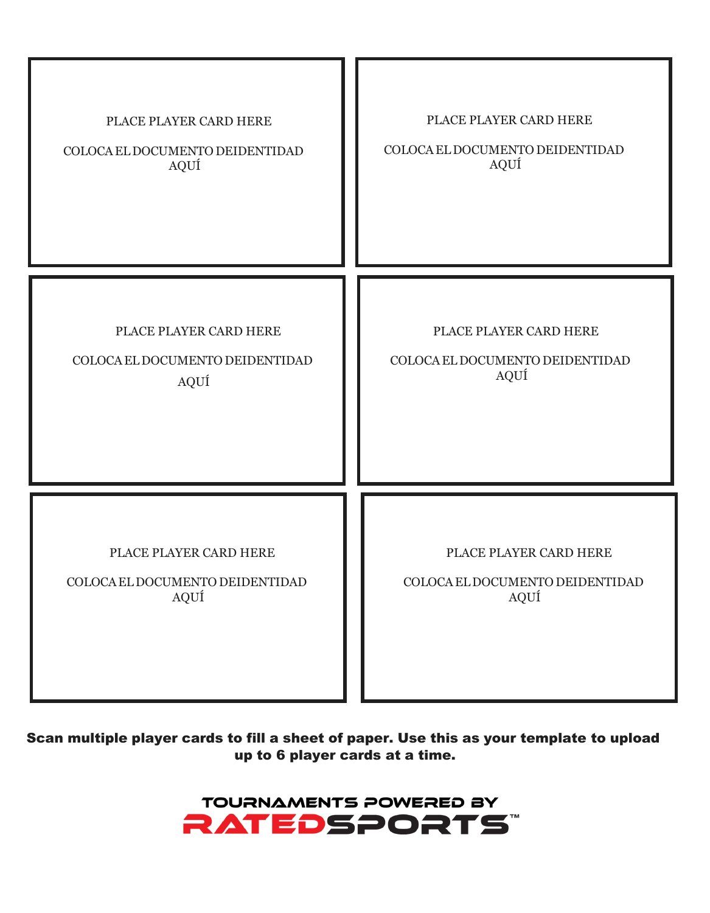PLACE PLAYER CARD HERE

COLOCA EL DOCUMENTO DEIDENTIDAD AQUÍ

PLACE PLAYER CARD HERE

COLOCA EL DOCUMENTO DEIDENTIDAD AQUÍ

PLACE PLAYER CARD HERE

COLOCA EL DOCUMENTO DEIDENTIDAD AQUÍ

PLACE PLAYER CARD HERE

COLOCA EL DOCUMENTO DEIDENTIDAD AQUÍ

PLACE PLAYER CARD HERE

COLOCA EL DOCUMENTO DEIDENTIDAD AQUÍ

PLACE PLAYER CARD HERE

COLOCA EL DOCUMENTO DEIDENTIDAD AQUÍ

**Scan multiple player cards to fill a sheet of paper. Use this as your template to upload up to 6 player cards at a time.**

TOURNAMENTS POWERED BY

RATEDSPORTS™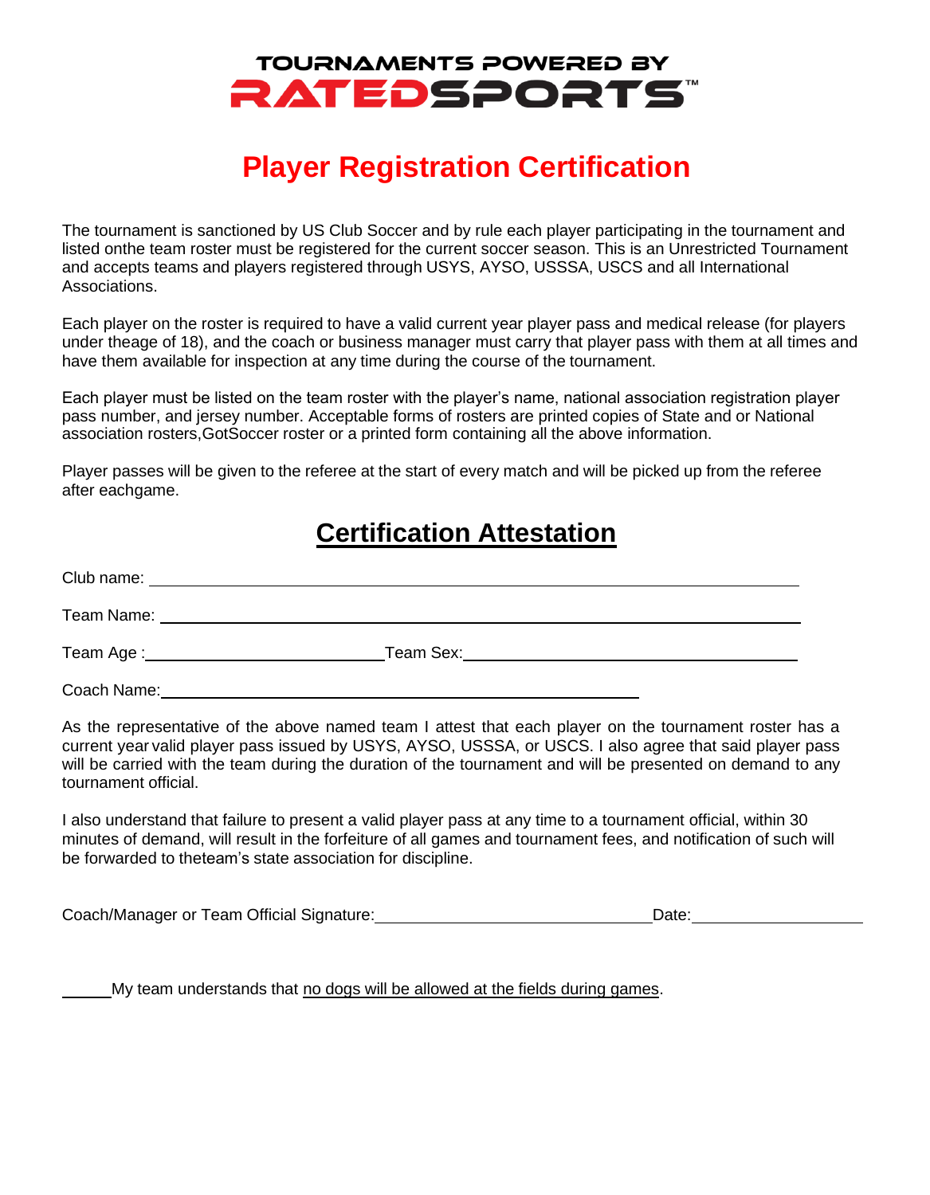TOURNAMENTS POWERED BY
RATEDSPORTS™

# Player Registration Certification

The tournament is sanctioned by US Club Soccer and by rule each player participating in the tournament and listed onthe team roster must be registered for the current soccer season. This is an Unrestricted Tournament and accepts teams and players registered through USYS, AYSO, USSSA, USCS and all International Associations.

Each player on the roster is required to have a valid current year player pass and medical release (for players under theage of 18), and the coach or business manager must carry that player pass with them at all times and have them available for inspection at any time during the course of the tournament.

Each player must be listed on the team roster with the player's name, national association registration player pass number, and jersey number. Acceptable forms of rosters are printed copies of State and or National association rosters,GotSoccer roster or a printed form containing all the above information.

Player passes will be given to the referee at the start of every match and will be picked up from the referee after eachgame.

## Certification Attestation

Club name: ______________________________________________

Team Name: ______________________________________________

Team Age : ____________________ Team Sex: ____________________

Coach Name: ______________________________

As the representative of the above named team I attest that each player on the tournament roster has a current year valid player pass issued by USYS, AYSO, USSSA, or USCS. I also agree that said player pass will be carried with the team during the duration of the tournament and will be presented on demand to any tournament official.

I also understand that failure to present a valid player pass at any time to a tournament official, within 30 minutes of demand, will result in the forfeiture of all games and tournament fees, and notification of such will be forwarded to theteam's state association for discipline.

Coach/Manager or Team Official Signature: ____________________ Date: ____________

_____ My team understands that no dogs will be allowed at the fields during games.